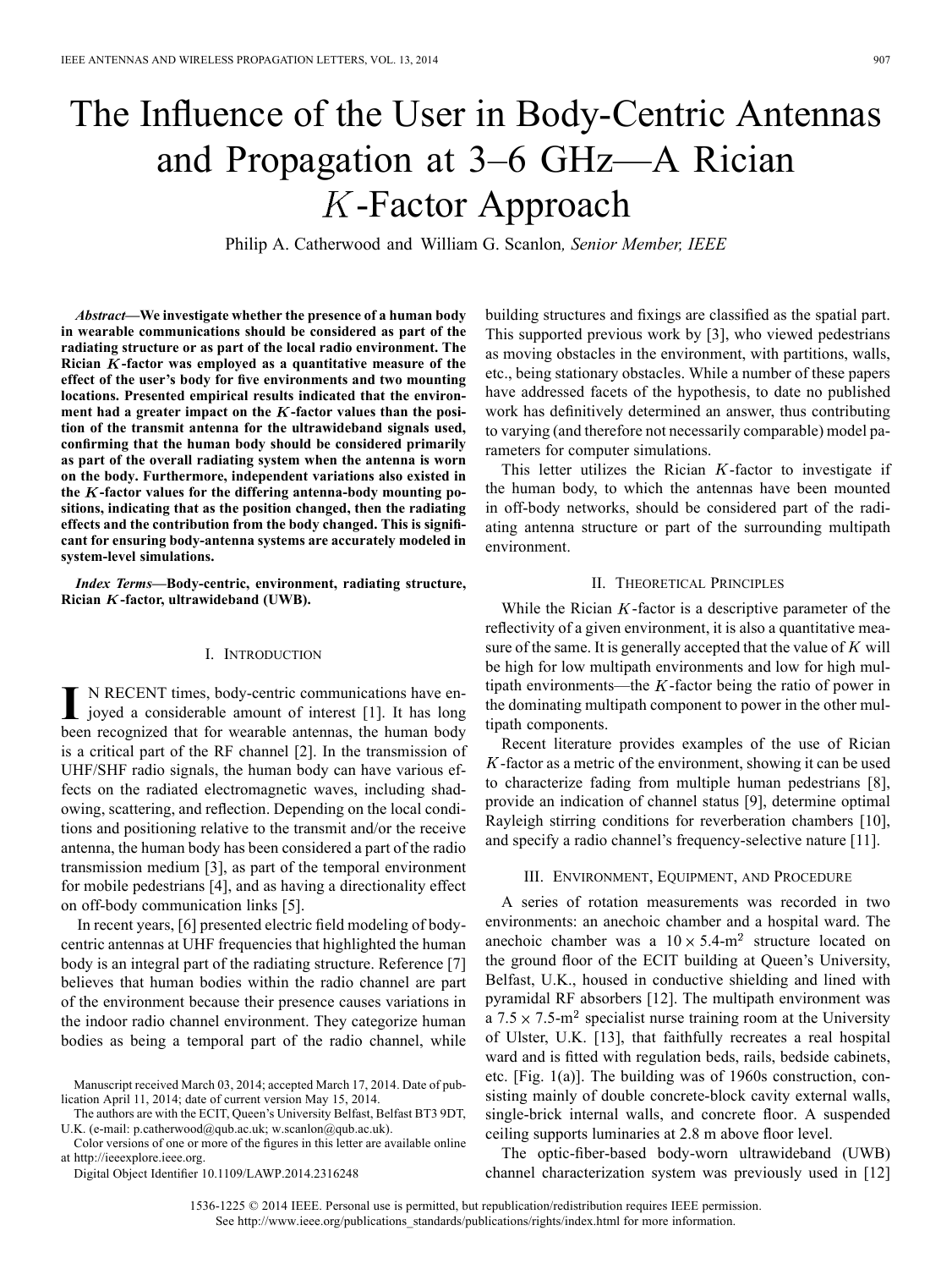# The Influence of the User in Body-Centric Antennas and Propagation at 3–6 GHz—A Rician $K$-Factor Approach

Philip A. Catherwood and William G. Scanlon, *Senior Member, IEEE*

***Abstract*—We investigate whether the presence of a human body in wearable communications should be considered as part of the radiating structure or as part of the local radio environment. The Rician $K$-factor was employed as a quantitative measure of the effect of the user's body for five environments and two mounting locations. Presented empirical results indicated that the environment had a greater impact on the $K$-factor values than the position of the transmit antenna for the ultrawideband signals used, confirming that the human body should be considered primarily as part of the overall radiating system when the antenna is worn on the body. Furthermore, independent variations also existed in the $K$-factor values for the differing antenna-body mounting positions, indicating that as the position changed, then the radiating effects and the contribution from the body changed. This is significant for ensuring body-antenna systems are accurately modeled in system-level simulations.**

***Index Terms*—Body-centric, environment, radiating structure, Rician $K$-factor, ultrawideband (UWB).**

## I. Introduction

IN RECENT times, body-centric communications have enjoyed a considerable amount of interest [1]. It has long been recognized that for wearable antennas, the human body is a critical part of the RF channel [2]. In the transmission of UHF/SHF radio signals, the human body can have various effects on the radiated electromagnetic waves, including shadowing, scattering, and reflection. Depending on the local conditions and positioning relative to the transmit and/or the receive antenna, the human body has been considered a part of the radio transmission medium [3], as part of the temporal environment for mobile pedestrians [4], and as having a directionality effect on off-body communication links [5].

In recent years, [6] presented electric field modeling of body-centric antennas at UHF frequencies that highlighted the human body is an integral part of the radiating structure. Reference [7] believes that human bodies within the radio channel are part of the environment because their presence causes variations in the indoor radio channel environment. They categorize human bodies as being a temporal part of the radio channel, while building structures and fixings are classified as the spatial part. This supported previous work by [3], who viewed pedestrians as moving obstacles in the environment, with partitions, walls, etc., being stationary obstacles. While a number of these papers have addressed facets of the hypothesis, to date no published work has definitively determined an answer, thus contributing to varying (and therefore not necessarily comparable) model parameters for computer simulations.

This letter utilizes the Rician $K$-factor to investigate if the human body, to which the antennas have been mounted in off-body networks, should be considered part of the radiating antenna structure or part of the surrounding multipath environment.

Manuscript received March 03, 2014; accepted March 17, 2014. Date of publication April 11, 2014; date of current version May 15, 2014.

The authors are with the ECIT, Queen's University Belfast, Belfast BT3 9DT, U.K. (e-mail: p.catherwood@qub.ac.uk; w.scanlon@qub.ac.uk).

Color versions of one or more of the figures in this letter are available online at http://ieeexplore.ieee.org.

Digital Object Identifier 10.1109/LAWP.2014.2316248

## II. Theoretical Principles

While the Rician $K$-factor is a descriptive parameter of the reflectivity of a given environment, it is also a quantitative measure of the same. It is generally accepted that the value of $K$ will be high for low multipath environments and low for high multipath environments—the $K$-factor being the ratio of power in the dominating multipath component to power in the other multipath components.

Recent literature provides examples of the use of Rician $K$-factor as a metric of the environment, showing it can be used to characterize fading from multiple human pedestrians [8], provide an indication of channel status [9], determine optimal Rayleigh stirring conditions for reverberation chambers [10], and specify a radio channel's frequency-selective nature [11].

## III. Environment, Equipment, and Procedure

A series of rotation measurements was recorded in two environments: an anechoic chamber and a hospital ward. The anechoic chamber was a $10 \times 5.4$-m$^2$ structure located on the ground floor of the ECIT building at Queen's University, Belfast, U.K., housed in conductive shielding and lined with pyramidal RF absorbers [12]. The multipath environment was a $7.5 \times 7.5$-m$^2$ specialist nurse training room at the University of Ulster, U.K. [13], that faithfully recreates a real hospital ward and is fitted with regulation beds, rails, bedside cabinets, etc. [Fig. 1(a)]. The building was of 1960s construction, consisting mainly of double concrete-block cavity external walls, single-brick internal walls, and concrete floor. A suspended ceiling supports luminaries at 2.8 m above floor level.

The optic-fiber-based body-worn ultrawideband (UWB) channel characterization system was previously used in [12]

1536-1225 © 2014 IEEE. Personal use is permitted, but republication/redistribution requires IEEE permission. See http://www.ieee.org/publications_standards/publications/rights/index.html for more information.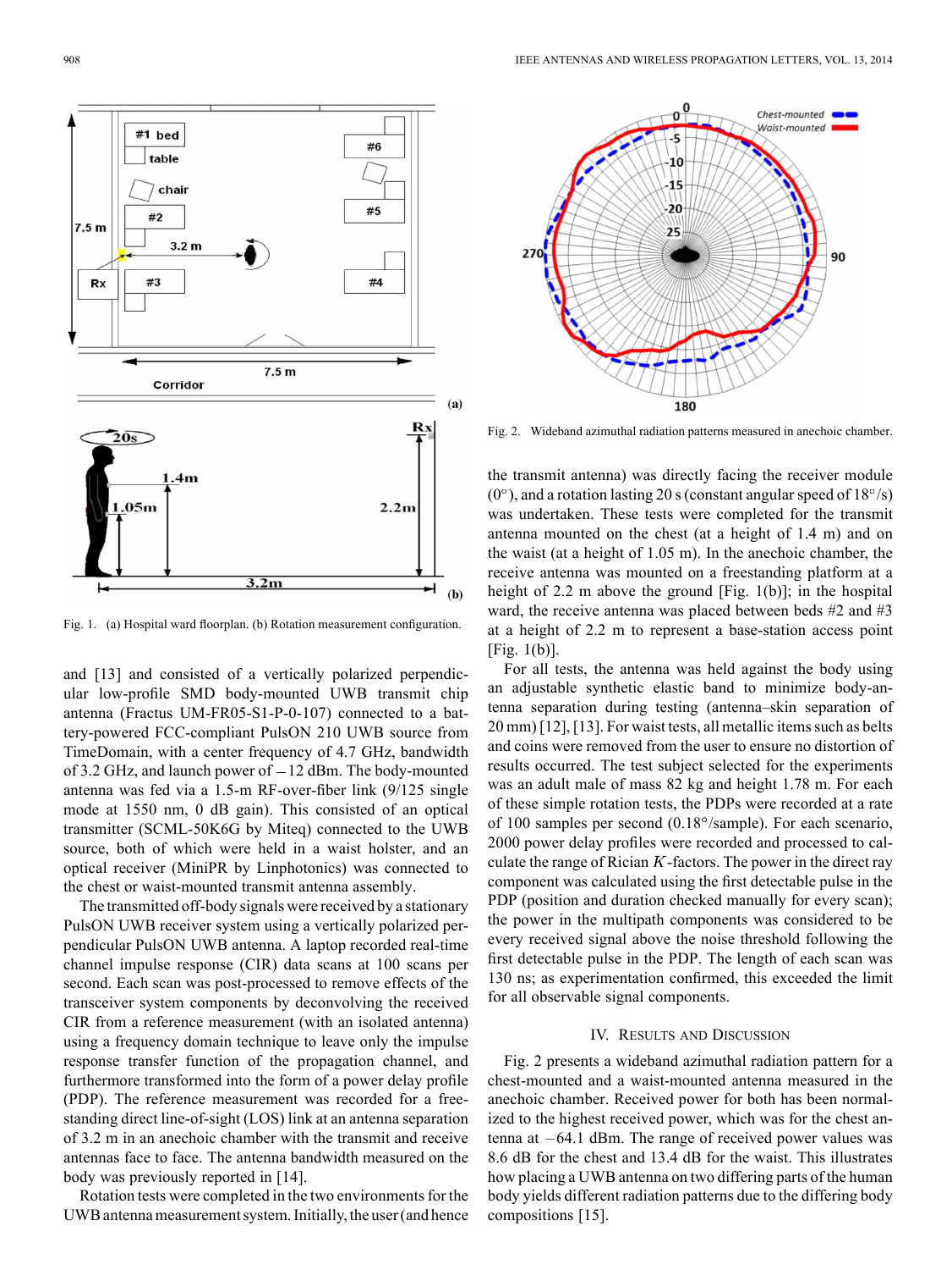Fig. 1. (a) Hospital ward floorplan. (b) Rotation measurement configuration.

and [13] and consisted of a vertically polarized perpendicular low-profile SMD body-mounted UWB transmit chip antenna (Fractus UM-FR05-S1-P-0-107) connected to a battery-powered FCC-compliant PulsON 210 UWB source from TimeDomain, with a center frequency of 4.7 GHz, bandwidth of 3.2 GHz, and launch power of $-12$ dBm. The body-mounted antenna was fed via a 1.5-m RF-over-fiber link (9/125 single mode at 1550 nm, 0 dB gain). This consisted of an optical transmitter (SCML-50K6G by Miteq) connected to the UWB source, both of which were held in a waist holster, and an optical receiver (MiniPR by Linphotonics) was connected to the chest or waist-mounted transmit antenna assembly.

The transmitted off-body signals were received by a stationary PulsON UWB receiver system using a vertically polarized perpendicular PulsON UWB antenna. A laptop recorded real-time channel impulse response (CIR) data scans at 100 scans per second. Each scan was post-processed to remove effects of the transceiver system components by deconvolving the received CIR from a reference measurement (with an isolated antenna) using a frequency domain technique to leave only the impulse response transfer function of the propagation channel, and furthermore transformed into the form of a power delay profile (PDP). The reference measurement was recorded for a free-standing direct line-of-sight (LOS) link at an antenna separation of 3.2 m in an anechoic chamber with the transmit and receive antennas face to face. The antenna bandwidth measured on the body was previously reported in [14].

Rotation tests were completed in the two environments for the UWB antenna measurement system. Initially, the user (and hence the transmit antenna) was directly facing the receiver module (0°), and a rotation lasting 20 s (constant angular speed of 18°/s) was undertaken. These tests were completed for the transmit antenna mounted on the chest (at a height of 1.4 m) and on the waist (at a height of 1.05 m). In the anechoic chamber, the receive antenna was mounted on a freestanding platform at a height of 2.2 m above the ground [Fig. 1(b)]; in the hospital ward, the receive antenna was placed between beds #2 and #3 at a height of 2.2 m to represent a base-station access point [Fig. 1(b)].

For all tests, the antenna was held against the body using an adjustable synthetic elastic band to minimize body-antenna separation during testing (antenna–skin separation of 20 mm) [12], [13]. For waist tests, all metallic items such as belts and coins were removed from the user to ensure no distortion of results occurred. The test subject selected for the experiments was an adult male of mass 82 kg and height 1.78 m. For each of these simple rotation tests, the PDPs were recorded at a rate of 100 samples per second (0.18°/sample). For each scenario, 2000 power delay profiles were recorded and processed to calculate the range of Rician $K$-factors. The power in the direct ray component was calculated using the first detectable pulse in the PDP (position and duration checked manually for every scan); the power in the multipath components was considered to be every received signal above the noise threshold following the first detectable pulse in the PDP. The length of each scan was 130 ns; as experimentation confirmed, this exceeded the limit for all observable signal components.

Fig. 2. Wideband azimuthal radiation patterns measured in anechoic chamber.

## IV. Results and Discussion

Fig. 2 presents a wideband azimuthal radiation pattern for a chest-mounted and a waist-mounted antenna measured in the anechoic chamber. Received power for both has been normalized to the highest received power, which was for the chest antenna at $-64.1$ dBm. The range of received power values was 8.6 dB for the chest and 13.4 dB for the waist. This illustrates how placing a UWB antenna on two differing parts of the human body yields different radiation patterns due to the differing body compositions [15].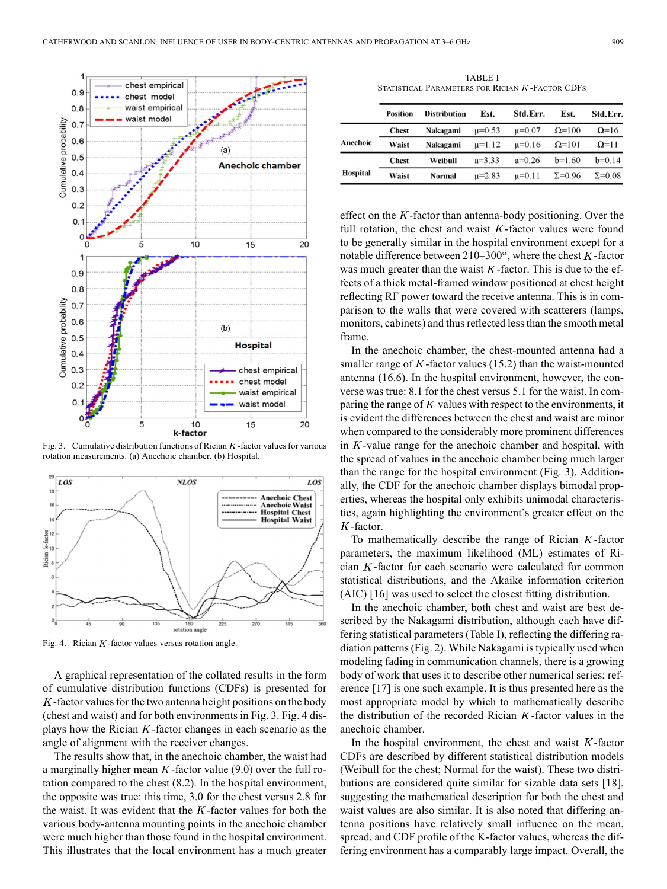Fig. 3. Cumulative distribution functions of Rician $K$-factor values for various rotation measurements. (a) Anechoic chamber. (b) Hospital.

Fig. 4. Rician $K$-factor values versus rotation angle.

A graphical representation of the collated results in the form of cumulative distribution functions (CDFs) is presented for $K$-factor values for the two antenna height positions on the body (chest and waist) and for both environments in Fig. 3. Fig. 4 displays how the Rician $K$-factor changes in each scenario as the angle of alignment with the receiver changes.

The results show that, in the anechoic chamber, the waist had a marginally higher mean $K$-factor value (9.0) over the full rotation compared to the chest (8.2). In the hospital environment, the opposite was true: this time, 3.0 for the chest versus 2.8 for the waist. It was evident that the $K$-factor values for both the various body-antenna mounting points in the anechoic chamber were much higher than those found in the hospital environment. This illustrates that the local environment has a much greater effect on the $K$-factor than antenna-body positioning. Over the full rotation, the chest and waist $K$-factor values were found to be generally similar in the hospital environment except for a notable difference between 210–300°, where the chest $K$-factor was much greater than the waist $K$-factor. This is due to the effects of a thick metal-framed window positioned at chest height reflecting RF power toward the receive antenna. This is in comparison to the walls that were covered with scatterers (lamps, monitors, cabinets) and thus reflected less than the smooth metal frame.

In the anechoic chamber, the chest-mounted antenna had a smaller range of $K$-factor values (15.2) than the waist-mounted antenna (16.6). In the hospital environment, however, the converse was true: 8.1 for the chest versus 5.1 for the waist. In comparing the range of $K$ values with respect to the environments, it is evident that the differences between the chest and waist are minor when compared to the considerably more prominent differences in $K$-value range for the anechoic chamber and hospital, with the spread of values in the anechoic chamber being much larger than the range for the hospital environment (Fig. 3). Additionally, the CDF for the anechoic chamber displays bimodal properties, whereas the hospital only exhibits unimodal characteristics, again highlighting the environment's greater effect on the $K$-factor.

To mathematically describe the range of Rician $K$-factor parameters, the maximum likelihood (ML) estimates of Rician $K$-factor for each scenario were calculated for common statistical distributions, and the Akaike information criterion (AIC) [16] was used to select the closest fitting distribution.

In the anechoic chamber, both chest and waist are best described by the Nakagami distribution, although each have differing statistical parameters (Table I), reflecting the differing radiation patterns (Fig. 2). While Nakagami is typically used when modeling fading in communication channels, there is a growing body of work that uses it to describe other numerical series; reference [17] is one such example. It is thus presented here as the most appropriate model by which to mathematically describe the distribution of the recorded Rician $K$-factor values in the anechoic chamber.

In the hospital environment, the chest and waist $K$-factor CDFs are described by different statistical distribution models (Weibull for the chest; Normal for the waist). These two distributions are considered quite similar for sizable data sets [18], suggesting the mathematical description for both the chest and waist values are also similar. It is also noted that differing antenna positions have relatively small influence on the mean, spread, and CDF profile of the K-factor values, whereas the differing environment has a comparably large impact. Overall, the

TABLE I
STATISTICAL PARAMETERS FOR RICIAN $K$-FACTOR CDFs

| | Position | Distribution | Est. | Std.Err. | Est. | Std.Err. |
|---|---|---|---|---|---|---|
| Anechoic | Chest | Nakagami | $\mu$=0.53 | $\mu$=0.07 | $\Omega$=100 | $\Omega$=16 |
| | Waist | Nakagami | $\mu$=1.12 | $\mu$=0.16 | $\Omega$=101 | $\Omega$=11 |
| Hospital | Chest | Weibull | a=3.33 | a=0.26 | b=1.60 | b=0.14 |
| | Waist | Normal | $\mu$=2.83 | $\mu$=0.11 | $\Sigma$=0.96 | $\Sigma$=0.08 |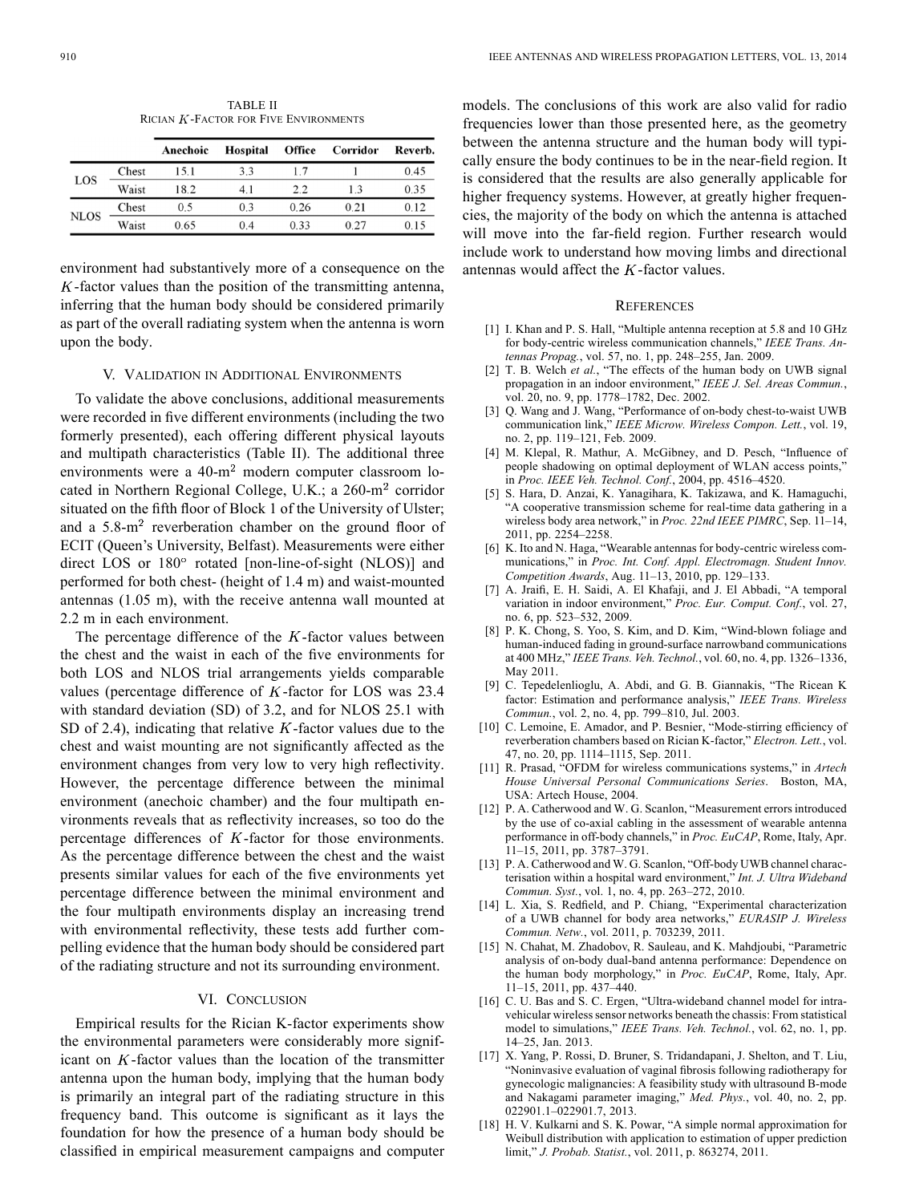TABLE II
RICIAN $K$-FACTOR FOR FIVE ENVIRONMENTS

| | | Anechoic | Hospital | Office | Corridor | Reverb. |
|---|---|---|---|---|---|---|
| LOS | Chest | 15.1 | 3.3 | 1.7 | 1 | 0.45 |
| | Waist | 18.2 | 4.1 | 2.2 | 1.3 | 0.35 |
| NLOS | Chest | 0.5 | 0.3 | 0.26 | 0.21 | 0.12 |
| | Waist | 0.65 | 0.4 | 0.33 | 0.27 | 0.15 |

environment had substantively more of a consequence on the $K$-factor values than the position of the transmitting antenna, inferring that the human body should be considered primarily as part of the overall radiating system when the antenna is worn upon the body.

## V. VALIDATION IN ADDITIONAL ENVIRONMENTS

To validate the above conclusions, additional measurements were recorded in five different environments (including the two formerly presented), each offering different physical layouts and multipath characteristics (Table II). The additional three environments were a 40-m$^2$ modern computer classroom located in Northern Regional College, U.K.; a 260-m$^2$ corridor situated on the fifth floor of Block 1 of the University of Ulster; and a 5.8-m$^2$ reverberation chamber on the ground floor of ECIT (Queen's University, Belfast). Measurements were either direct LOS or 180° rotated [non-line-of-sight (NLOS)] and performed for both chest- (height of 1.4 m) and waist-mounted antennas (1.05 m), with the receive antenna wall mounted at 2.2 m in each environment.

The percentage difference of the $K$-factor values between the chest and the waist in each of the five environments for both LOS and NLOS trial arrangements yields comparable values (percentage difference of $K$-factor for LOS was 23.4 with standard deviation (SD) of 3.2, and for NLOS 25.1 with SD of 2.4), indicating that relative $K$-factor values due to the chest and waist mounting are not significantly affected as the environment changes from very low to very high reflectivity. However, the percentage difference between the minimal environment (anechoic chamber) and the four multipath environments reveals that as reflectivity increases, so too do the percentage differences of $K$-factor for those environments. As the percentage difference between the chest and the waist presents similar values for each of the five environments yet percentage difference between the minimal environment and the four multipath environments display an increasing trend with environmental reflectivity, these tests add further compelling evidence that the human body should be considered part of the radiating structure and not its surrounding environment.

## VI. CONCLUSION

Empirical results for the Rician K-factor experiments show the environmental parameters were considerably more significant on $K$-factor values than the location of the transmitter antenna upon the human body, implying that the human body is primarily an integral part of the radiating structure in this frequency band. This outcome is significant as it lays the foundation for how the presence of a human body should be classified in empirical measurement campaigns and computer models. The conclusions of this work are also valid for radio frequencies lower than those presented here, as the geometry between the antenna structure and the human body will typically ensure the body continues to be in the near-field region. It is considered that the results are also generally applicable for higher frequency systems. However, at greatly higher frequencies, the majority of the body on which the antenna is attached will move into the far-field region. Further research would include work to understand how moving limbs and directional antennas would affect the $K$-factor values.

## REFERENCES

[1] I. Khan and P. S. Hall, "Multiple antenna reception at 5.8 and 10 GHz for body-centric wireless communication channels," *IEEE Trans. Antennas Propag.*, vol. 57, no. 1, pp. 248–255, Jan. 2009.

[2] T. B. Welch *et al.*, "The effects of the human body on UWB signal propagation in an indoor environment," *IEEE J. Sel. Areas Commun.*, vol. 20, no. 9, pp. 1778–1782, Dec. 2002.

[3] Q. Wang and J. Wang, "Performance of on-body chest-to-waist UWB communication link," *IEEE Microw. Wireless Compon. Lett.*, vol. 19, no. 2, pp. 119–121, Feb. 2009.

[4] M. Klepal, R. Mathur, A. McGibney, and D. Pesch, "Influence of people shadowing on optimal deployment of WLAN access points," in *Proc. IEEE Veh. Technol. Conf.*, 2004, pp. 4516–4520.

[5] S. Hara, D. Anzai, K. Yanagihara, K. Takizawa, and K. Hamaguchi, "A cooperative transmission scheme for real-time data gathering in a wireless body area network," in *Proc. 22nd IEEE PIMRC*, Sep. 11–14, 2011, pp. 2254–2258.

[6] K. Ito and N. Haga, "Wearable antennas for body-centric wireless communications," in *Proc. Int. Conf. Appl. Electromagn. Student Innov. Competition Awards*, Aug. 11–13, 2010, pp. 129–133.

[7] A. Jraifi, E. H. Saidi, A. El Khafaji, and J. El Abbadi, "A temporal variation in indoor environment," *Proc. Eur. Comput. Conf.*, vol. 27, no. 6, pp. 523–532, 2009.

[8] P. K. Chong, S. Yoo, S. Kim, and D. Kim, "Wind-blown foliage and human-induced fading in ground-surface narrowband communications at 400 MHz," *IEEE Trans. Veh. Technol.*, vol. 60, no. 4, pp. 1326–1336, May 2011.

[9] C. Tepedelenlioglu, A. Abdi, and G. B. Giannakis, "The Ricean K factor: Estimation and performance analysis," *IEEE Trans. Wireless Commun.*, vol. 2, no. 4, pp. 799–810, Jul. 2003.

[10] C. Lemoine, E. Amador, and P. Besnier, "Mode-stirring efficiency of reverberation chambers based on Rician K-factor," *Electron. Lett.*, vol. 47, no. 20, pp. 1114–1115, Sep. 2011.

[11] R. Prasad, "OFDM for wireless communications systems," in *Artech House Universal Personal Communications Series*. Boston, MA, USA: Artech House, 2004.

[12] P. A. Catherwood and W. G. Scanlon, "Measurement errors introduced by the use of co-axial cabling in the assessment of wearable antenna performance in off-body channels," in *Proc. EuCAP*, Rome, Italy, Apr. 11–15, 2011, pp. 3787–3791.

[13] P. A. Catherwood and W. G. Scanlon, "Off-body UWB channel characterisation within a hospital ward environment," *Int. J. Ultra Wideband Commun. Syst.*, vol. 1, no. 4, pp. 263–272, 2010.

[14] L. Xia, S. Redfield, and P. Chiang, "Experimental characterization of a UWB channel for body area networks," *EURASIP J. Wireless Commun. Netw.*, vol. 2011, p. 703239, 2011.

[15] N. Chahat, M. Zhadobov, R. Sauleau, and K. Mahdjoubi, "Parametric analysis of on-body dual-band antenna performance: Dependence on the human body morphology," in *Proc. EuCAP*, Rome, Italy, Apr. 11–15, 2011, p. 437–440.

[16] C. U. Bas and S. C. Ergen, "Ultra-wideband channel model for intra-vehicular wireless sensor networks beneath the chassis: From statistical model to simulations," *IEEE Trans. Veh. Technol.*, vol. 62, no. 1, pp. 14–25, Jan. 2013.

[17] X. Yang, P. Rossi, D. Bruner, S. Tridandapani, J. Shelton, and T. Liu, "Noninvasive evaluation of vaginal fibrosis following radiotherapy for gynecologic malignancies: A feasibility study with ultrasound B-mode and Nakagami parameter imaging," *Med. Phys.*, vol. 40, no. 2, pp. 022901.1–022901.7, 2013.

[18] H. V. Kulkarni and S. K. Powar, "A simple normal approximation for Weibull distribution with application to estimation of upper prediction limit," *J. Probab. Statist.*, vol. 2011, p. 863274, 2011.